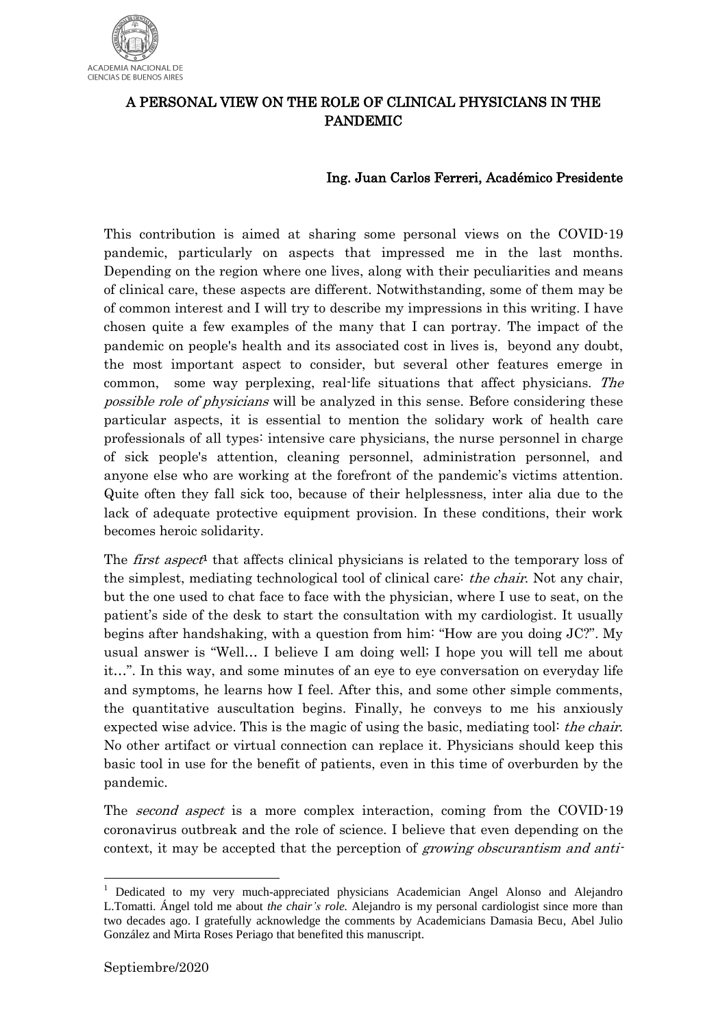ACADEMIA NACIONAL DE CIENCIAS DE BUENOS AIRES

# A PERSONAL VIEW ON THE ROLE OF CLINICAL PHYSICIANS IN THE PANDEMIC

**Ing. Juan Carlos Ferreri, Académico Presidente**

This contribution is aimed at sharing some personal views on the COVID-19 pandemic, particularly on aspects that impressed me in the last months. Depending on the region where one lives, along with their peculiarities and means of clinical care, these aspects are different. Notwithstanding, some of them may be of common interest and I will try to describe my impressions in this writing. I have chosen quite a few examples of the many that I can portray. The impact of the pandemic on people's health and its associated cost in lives is, beyond any doubt, the most important aspect to consider, but several other features emerge in common, some way perplexing, real-life situations that affect physicians. *The possible role of physicians* will be analyzed in this sense. Before considering these particular aspects, it is essential to mention the solidary work of health care professionals of all types: intensive care physicians, the nurse personnel in charge of sick people's attention, cleaning personnel, administration personnel, and anyone else who are working at the forefront of the pandemic's victims attention. Quite often they fall sick too, because of their helplessness, inter alia due to the lack of adequate protective equipment provision. In these conditions, their work becomes heroic solidarity.

The *first aspect*[1] that affects clinical physicians is related to the temporary loss of the simplest, mediating technological tool of clinical care: *the chair*. Not any chair, but the one used to chat face to face with the physician, where I use to seat, on the patient's side of the desk to start the consultation with my cardiologist. It usually begins after handshaking, with a question from him: "How are you doing JC?". My usual answer is "Well… I believe I am doing well; I hope you will tell me about it…". In this way, and some minutes of an eye to eye conversation on everyday life and symptoms, he learns how I feel. After this, and some other simple comments, the quantitative auscultation begins. Finally, he conveys to me his anxiously expected wise advice. This is the magic of using the basic, mediating tool: *the chair*. No other artifact or virtual connection can replace it. Physicians should keep this basic tool in use for the benefit of patients, even in this time of overburden by the pandemic.

The *second aspect* is a more complex interaction, coming from the COVID-19 coronavirus outbreak and the role of science. I believe that even depending on the context, it may be accepted that the perception of *growing obscurantism and anti-*

[1] Dedicated to my very much-appreciated physicians Academician Angel Alonso and Alejandro L.Tomatti. Ángel told me about *the chair's role.* Alejandro is my personal cardiologist since more than two decades ago. I gratefully acknowledge the comments by Academicians Damasia Becu, Abel Julio González and Mirta Roses Periago that benefited this manuscript.

Septiembre/2020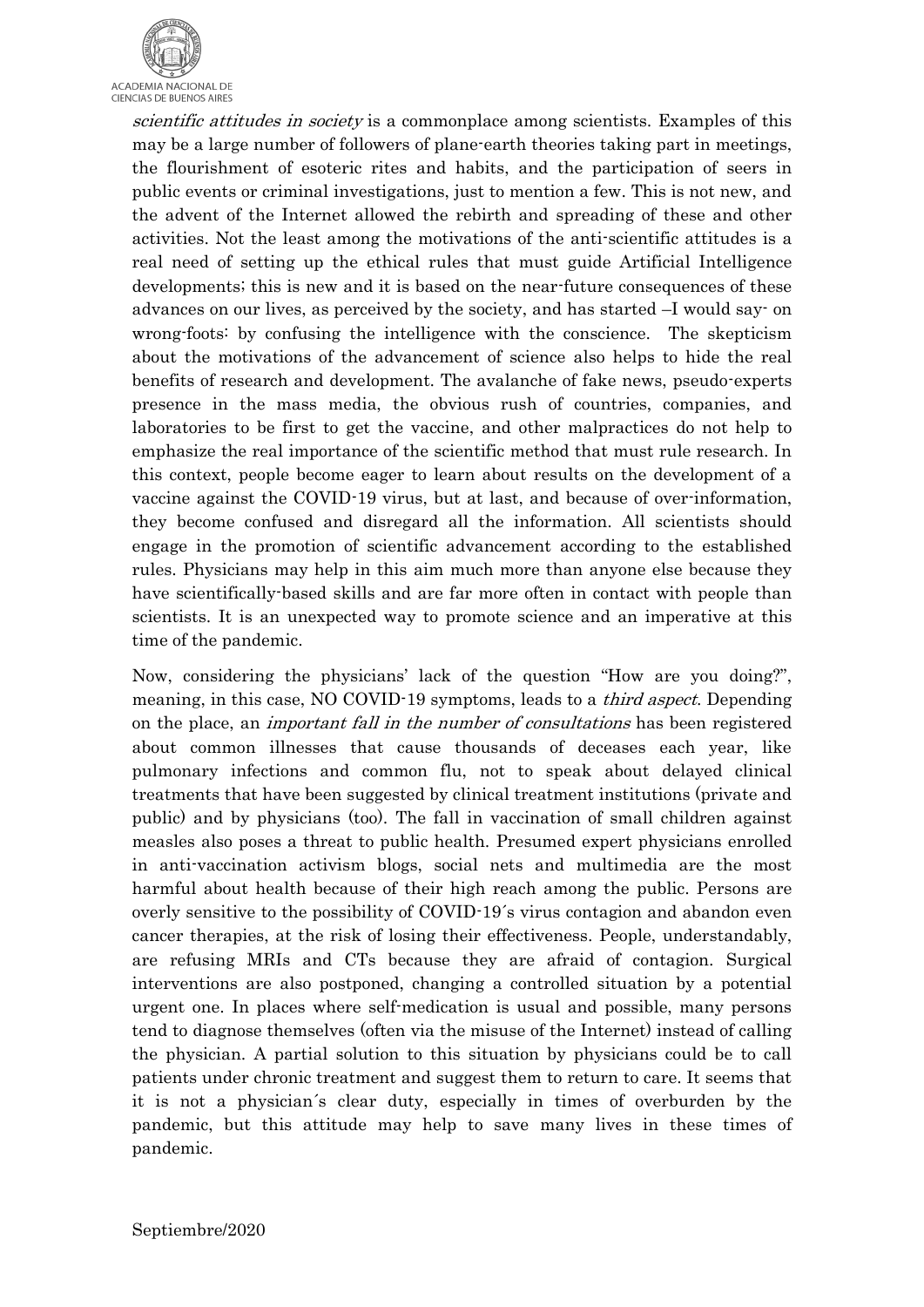*scientific attitudes in society* is a commonplace among scientists. Examples of this may be a large number of followers of plane-earth theories taking part in meetings, the flourishment of esoteric rites and habits, and the participation of seers in public events or criminal investigations, just to mention a few. This is not new, and the advent of the Internet allowed the rebirth and spreading of these and other activities. Not the least among the motivations of the anti-scientific attitudes is a real need of setting up the ethical rules that must guide Artificial Intelligence developments; this is new and it is based on the near-future consequences of these advances on our lives, as perceived by the society, and has started –I would say- on wrong-foots: by confusing the intelligence with the conscience. The skepticism about the motivations of the advancement of science also helps to hide the real benefits of research and development. The avalanche of fake news, pseudo-experts presence in the mass media, the obvious rush of countries, companies, and laboratories to be first to get the vaccine, and other malpractices do not help to emphasize the real importance of the scientific method that must rule research. In this context, people become eager to learn about results on the development of a vaccine against the COVID-19 virus, but at last, and because of over-information, they become confused and disregard all the information. All scientists should engage in the promotion of scientific advancement according to the established rules. Physicians may help in this aim much more than anyone else because they have scientifically-based skills and are far more often in contact with people than scientists. It is an unexpected way to promote science and an imperative at this time of the pandemic.

Now, considering the physicians' lack of the question "How are you doing?", meaning, in this case, NO COVID-19 symptoms, leads to a *third aspect*. Depending on the place, an *important fall in the number of consultations* has been registered about common illnesses that cause thousands of deceases each year, like pulmonary infections and common flu, not to speak about delayed clinical treatments that have been suggested by clinical treatment institutions (private and public) and by physicians (too). The fall in vaccination of small children against measles also poses a threat to public health. Presumed expert physicians enrolled in anti-vaccination activism blogs, social nets and multimedia are the most harmful about health because of their high reach among the public. Persons are overly sensitive to the possibility of COVID-19´s virus contagion and abandon even cancer therapies, at the risk of losing their effectiveness. People, understandably, are refusing MRIs and CTs because they are afraid of contagion. Surgical interventions are also postponed, changing a controlled situation by a potential urgent one. In places where self-medication is usual and possible, many persons tend to diagnose themselves (often via the misuse of the Internet) instead of calling the physician. A partial solution to this situation by physicians could be to call patients under chronic treatment and suggest them to return to care. It seems that it is not a physician´s clear duty, especially in times of overburden by the pandemic, but this attitude may help to save many lives in these times of pandemic.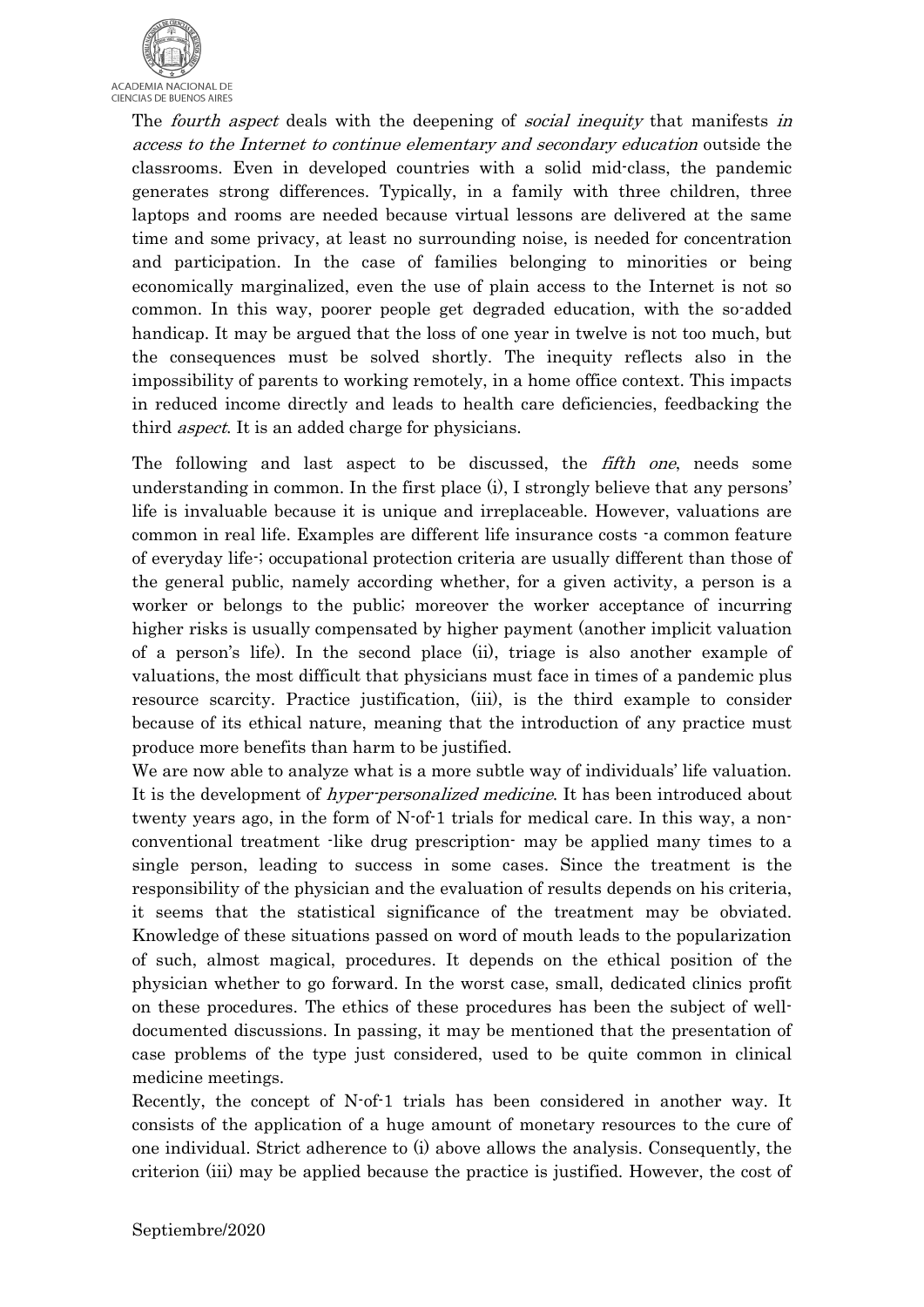The *fourth aspect* deals with the deepening of *social inequity* that manifests *in access to the Internet to continue elementary and secondary education* outside the classrooms. Even in developed countries with a solid mid-class, the pandemic generates strong differences. Typically, in a family with three children, three laptops and rooms are needed because virtual lessons are delivered at the same time and some privacy, at least no surrounding noise, is needed for concentration and participation. In the case of families belonging to minorities or being economically marginalized, even the use of plain access to the Internet is not so common. In this way, poorer people get degraded education, with the so-added handicap. It may be argued that the loss of one year in twelve is not too much, but the consequences must be solved shortly. The inequity reflects also in the impossibility of parents to working remotely, in a home office context. This impacts in reduced income directly and leads to health care deficiencies, feedbacking the third *aspect*. It is an added charge for physicians.

The following and last aspect to be discussed, the *fifth one*, needs some understanding in common. In the first place (i), I strongly believe that any persons' life is invaluable because it is unique and irreplaceable. However, valuations are common in real life. Examples are different life insurance costs -a common feature of everyday life-; occupational protection criteria are usually different than those of the general public, namely according whether, for a given activity, a person is a worker or belongs to the public; moreover the worker acceptance of incurring higher risks is usually compensated by higher payment (another implicit valuation of a person's life). In the second place (ii), triage is also another example of valuations, the most difficult that physicians must face in times of a pandemic plus resource scarcity. Practice justification, (iii), is the third example to consider because of its ethical nature, meaning that the introduction of any practice must produce more benefits than harm to be justified.

We are now able to analyze what is a more subtle way of individuals' life valuation. It is the development of *hyper-personalized medicine*. It has been introduced about twenty years ago, in the form of N-of-1 trials for medical care. In this way, a non-conventional treatment -like drug prescription- may be applied many times to a single person, leading to success in some cases. Since the treatment is the responsibility of the physician and the evaluation of results depends on his criteria, it seems that the statistical significance of the treatment may be obviated. Knowledge of these situations passed on word of mouth leads to the popularization of such, almost magical, procedures. It depends on the ethical position of the physician whether to go forward. In the worst case, small, dedicated clinics profit on these procedures. The ethics of these procedures has been the subject of well-documented discussions. In passing, it may be mentioned that the presentation of case problems of the type just considered, used to be quite common in clinical medicine meetings.

Recently, the concept of N-of-1 trials has been considered in another way. It consists of the application of a huge amount of monetary resources to the cure of one individual. Strict adherence to (i) above allows the analysis. Consequently, the criterion (iii) may be applied because the practice is justified. However, the cost of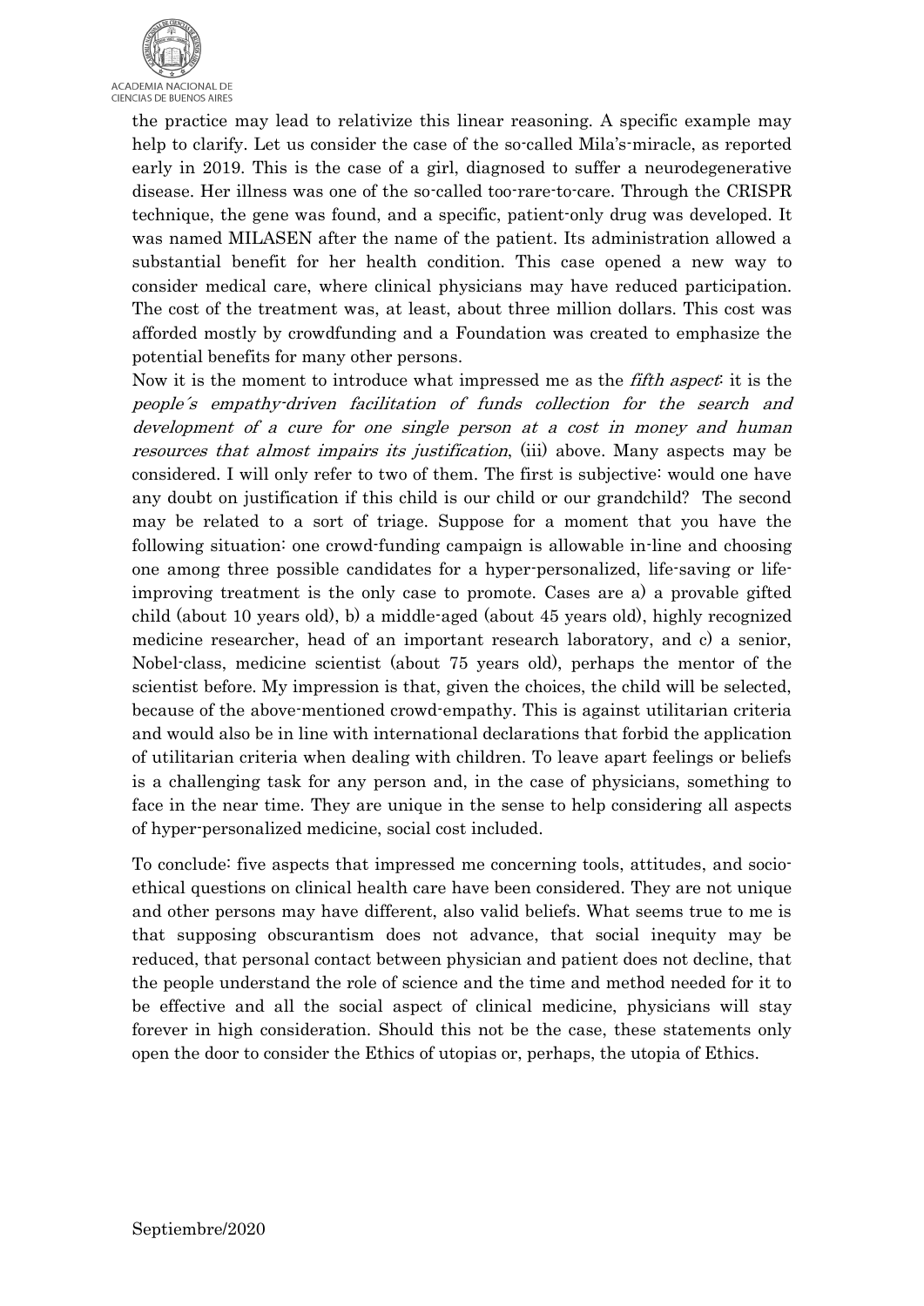the practice may lead to relativize this linear reasoning. A specific example may help to clarify. Let us consider the case of the so-called Mila's-miracle, as reported early in 2019. This is the case of a girl, diagnosed to suffer a neurodegenerative disease. Her illness was one of the so-called too-rare-to-care. Through the CRISPR technique, the gene was found, and a specific, patient-only drug was developed. It was named MILASEN after the name of the patient. Its administration allowed a substantial benefit for her health condition. This case opened a new way to consider medical care, where clinical physicians may have reduced participation. The cost of the treatment was, at least, about three million dollars. This cost was afforded mostly by crowdfunding and a Foundation was created to emphasize the potential benefits for many other persons.

Now it is the moment to introduce what impressed me as the *fifth aspect*: it is the *people´s empathy-driven facilitation of funds collection for the search and development of a cure for one single person at a cost in money and human resources that almost impairs its justification*, (iii) above. Many aspects may be considered. I will only refer to two of them. The first is subjective: would one have any doubt on justification if this child is our child or our grandchild? The second may be related to a sort of triage. Suppose for a moment that you have the following situation: one crowd-funding campaign is allowable in-line and choosing one among three possible candidates for a hyper-personalized, life-saving or life-improving treatment is the only case to promote. Cases are a) a provable gifted child (about 10 years old), b) a middle-aged (about 45 years old), highly recognized medicine researcher, head of an important research laboratory, and c) a senior, Nobel-class, medicine scientist (about 75 years old), perhaps the mentor of the scientist before. My impression is that, given the choices, the child will be selected, because of the above-mentioned crowd-empathy. This is against utilitarian criteria and would also be in line with international declarations that forbid the application of utilitarian criteria when dealing with children. To leave apart feelings or beliefs is a challenging task for any person and, in the case of physicians, something to face in the near time. They are unique in the sense to help considering all aspects of hyper-personalized medicine, social cost included.

To conclude: five aspects that impressed me concerning tools, attitudes, and socio-ethical questions on clinical health care have been considered. They are not unique and other persons may have different, also valid beliefs. What seems true to me is that supposing obscurantism does not advance, that social inequity may be reduced, that personal contact between physician and patient does not decline, that the people understand the role of science and the time and method needed for it to be effective and all the social aspect of clinical medicine, physicians will stay forever in high consideration. Should this not be the case, these statements only open the door to consider the Ethics of utopias or, perhaps, the utopia of Ethics.

Septiembre/2020